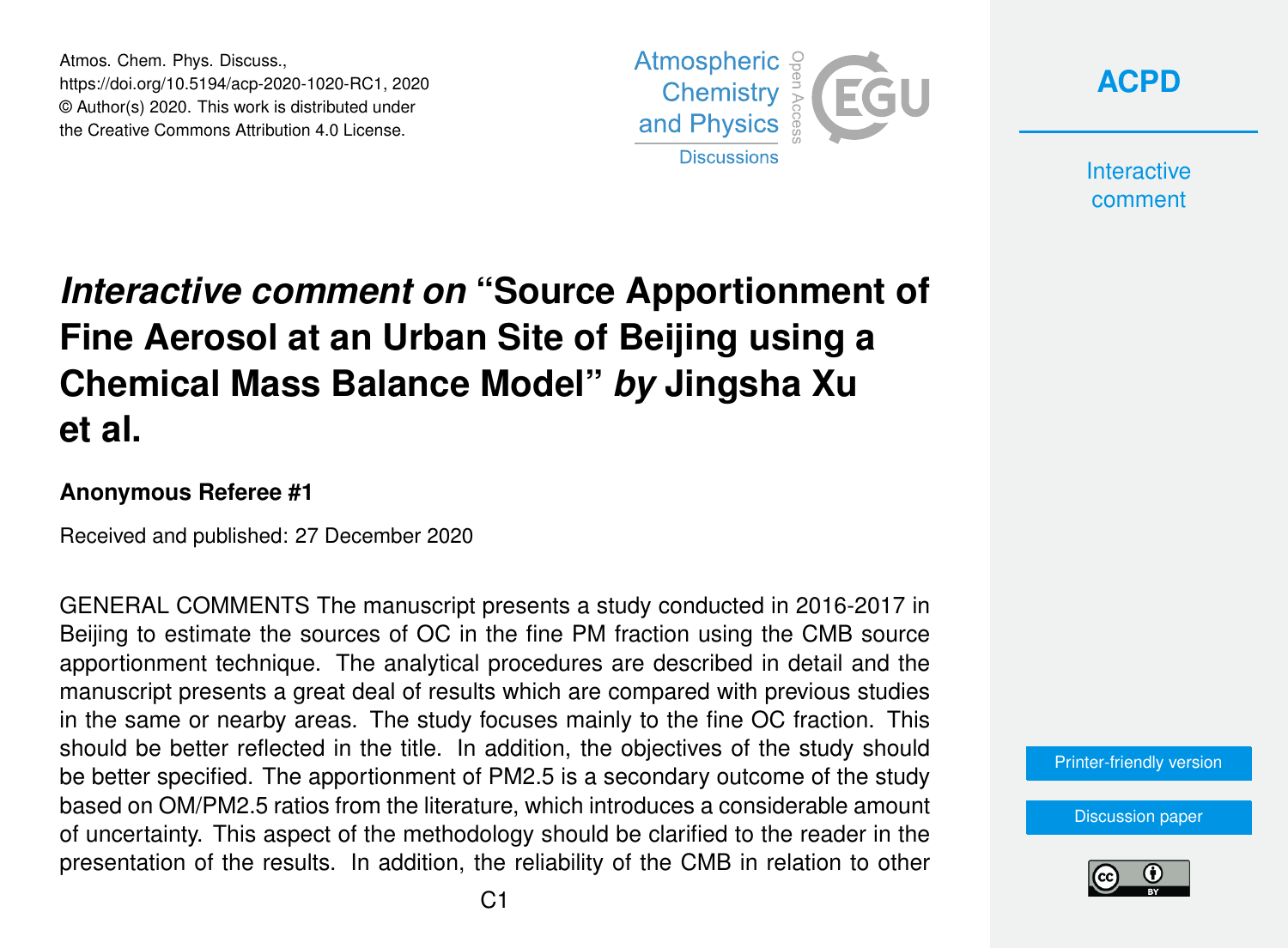# *Interactive comment on* "Source Apportionment of Fine Aerosol at an Urban Site of Beijing using a Chemical Mass Balance Model" *by* Jingsha Xu et al.

**Anonymous Referee #1**

Received and published: 27 December 2020

GENERAL COMMENTS The manuscript presents a study conducted in 2016-2017 in Beijing to estimate the sources of OC in the fine PM fraction using the CMB source apportionment technique. The analytical procedures are described in detail and the manuscript presents a great deal of results which are compared with previous studies in the same or nearby areas. The study focuses mainly to the fine OC fraction. This should be better reflected in the title. In addition, the objectives of the study should be better specified. The apportionment of PM2.5 is a secondary outcome of the study based on OM/PM2.5 ratios from the literature, which introduces a considerable amount of uncertainty. This aspect of the methodology should be clarified to the reader in the presentation of the results. In addition, the reliability of the CMB in relation to other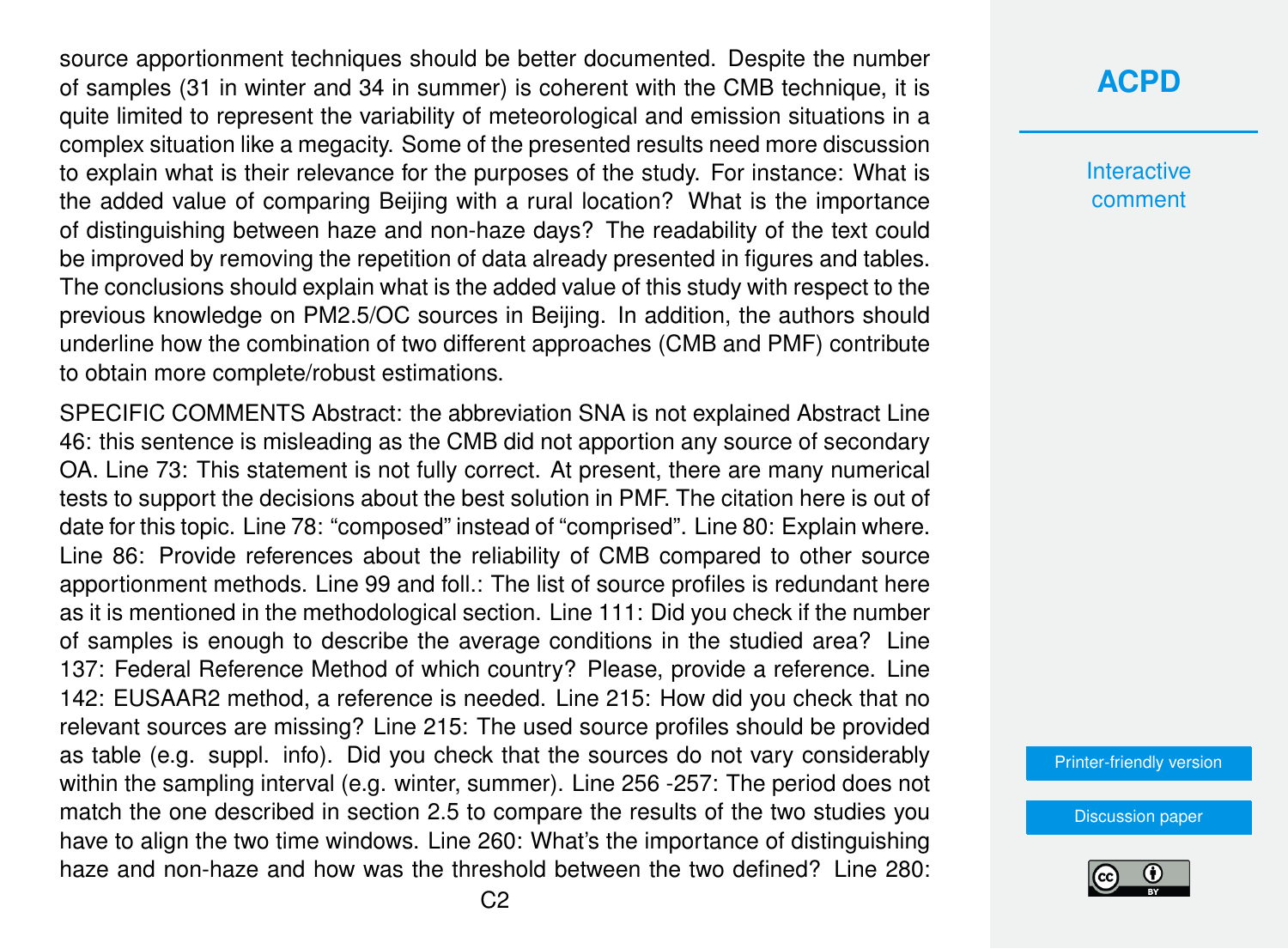source apportionment techniques should be better documented. Despite the number of samples (31 in winter and 34 in summer) is coherent with the CMB technique, it is quite limited to represent the variability of meteorological and emission situations in a complex situation like a megacity. Some of the presented results need more discussion to explain what is their relevance for the purposes of the study. For instance: What is the added value of comparing Beijing with a rural location? What is the importance of distinguishing between haze and non-haze days? The readability of the text could be improved by removing the repetition of data already presented in figures and tables. The conclusions should explain what is the added value of this study with respect to the previous knowledge on PM2.5/OC sources in Beijing. In addition, the authors should underline how the combination of two different approaches (CMB and PMF) contribute to obtain more complete/robust estimations.

SPECIFIC COMMENTS Abstract: the abbreviation SNA is not explained Abstract Line 46: this sentence is misleading as the CMB did not apportion any source of secondary OA. Line 73: This statement is not fully correct. At present, there are many numerical tests to support the decisions about the best solution in PMF. The citation here is out of date for this topic. Line 78: "composed" instead of "comprised". Line 80: Explain where. Line 86: Provide references about the reliability of CMB compared to other source apportionment methods. Line 99 and foll.: The list of source profiles is redundant here as it is mentioned in the methodological section. Line 111: Did you check if the number of samples is enough to describe the average conditions in the studied area? Line 137: Federal Reference Method of which country? Please, provide a reference. Line 142: EUSAAR2 method, a reference is needed. Line 215: How did you check that no relevant sources are missing? Line 215: The used source profiles should be provided as table (e.g. suppl. info). Did you check that the sources do not vary considerably within the sampling interval (e.g. winter, summer). Line 256 -257: The period does not match the one described in section 2.5 to compare the results of the two studies you have to align the two time windows. Line 260: What's the importance of distinguishing haze and non-haze and how was the threshold between the two defined? Line 280: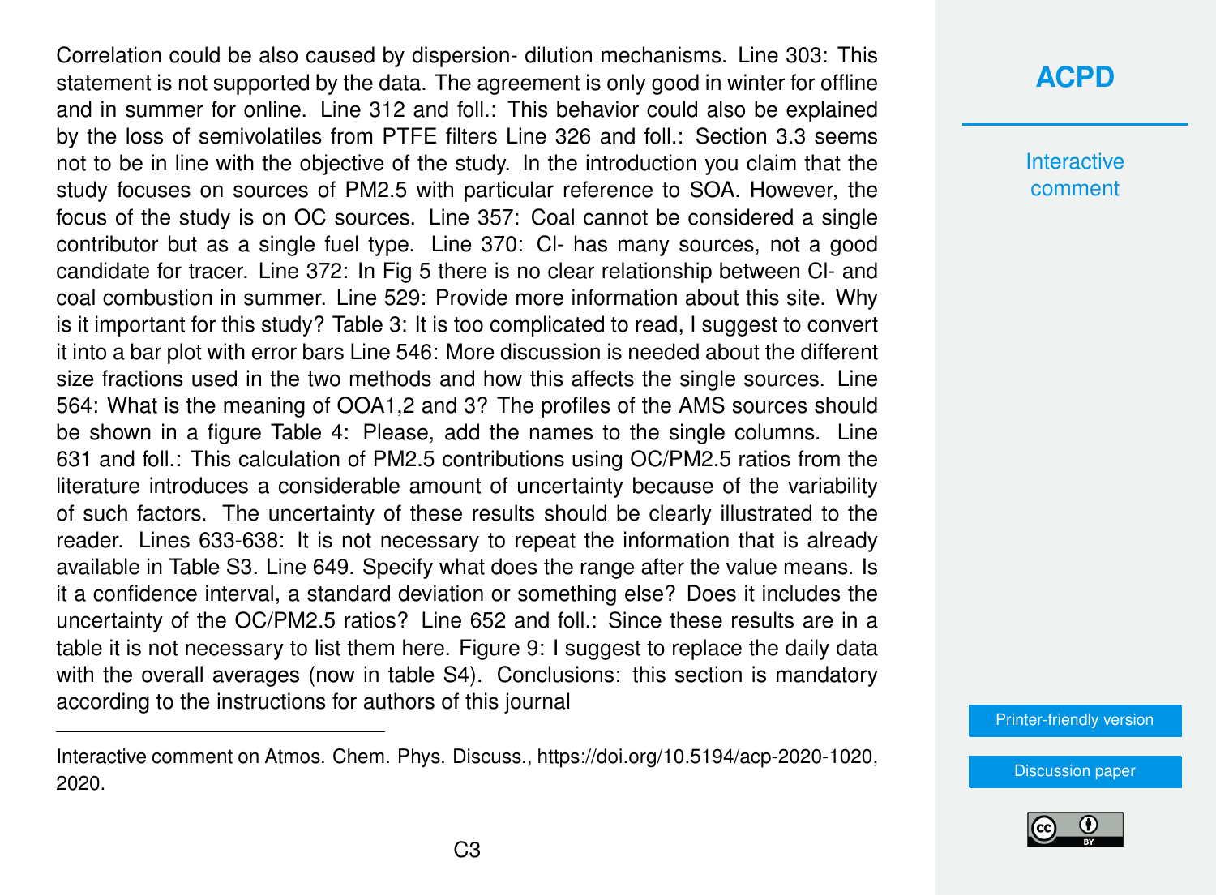Correlation could be also caused by dispersion- dilution mechanisms. Line 303: This statement is not supported by the data. The agreement is only good in winter for offline and in summer for online. Line 312 and foll.: This behavior could also be explained by the loss of semivolatiles from PTFE filters Line 326 and foll.: Section 3.3 seems not to be in line with the objective of the study. In the introduction you claim that the study focuses on sources of PM2.5 with particular reference to SOA. However, the focus of the study is on OC sources. Line 357: Coal cannot be considered a single contributor but as a single fuel type. Line 370: $Cl^-$ has many sources, not a good candidate for tracer. Line 372: In Fig 5 there is no clear relationship between $Cl^-$ and coal combustion in summer. Line 529: Provide more information about this site. Why is it important for this study? Table 3: It is too complicated to read, I suggest to convert it into a bar plot with error bars Line 546: More discussion is needed about the different size fractions used in the two methods and how this affects the single sources. Line 564: What is the meaning of OOA1,2 and 3? The profiles of the AMS sources should be shown in a figure Table 4: Please, add the names to the single columns. Line 631 and foll.: This calculation of PM2.5 contributions using OC/PM2.5 ratios from the literature introduces a considerable amount of uncertainty because of the variability of such factors. The uncertainty of these results should be clearly illustrated to the reader. Lines 633-638: It is not necessary to repeat the information that is already available in Table S3. Line 649. Specify what does the range after the value means. Is it a confidence interval, a standard deviation or something else? Does it includes the uncertainty of the OC/PM2.5 ratios? Line 652 and foll.: Since these results are in a table it is not necessary to list them here. Figure 9: I suggest to replace the daily data with the overall averages (now in table S4). Conclusions: this section is mandatory according to the instructions for authors of this journal

---

Interactive comment on Atmos. Chem. Phys. Discuss., https://doi.org/10.5194/acp-2020-1020, 2020.